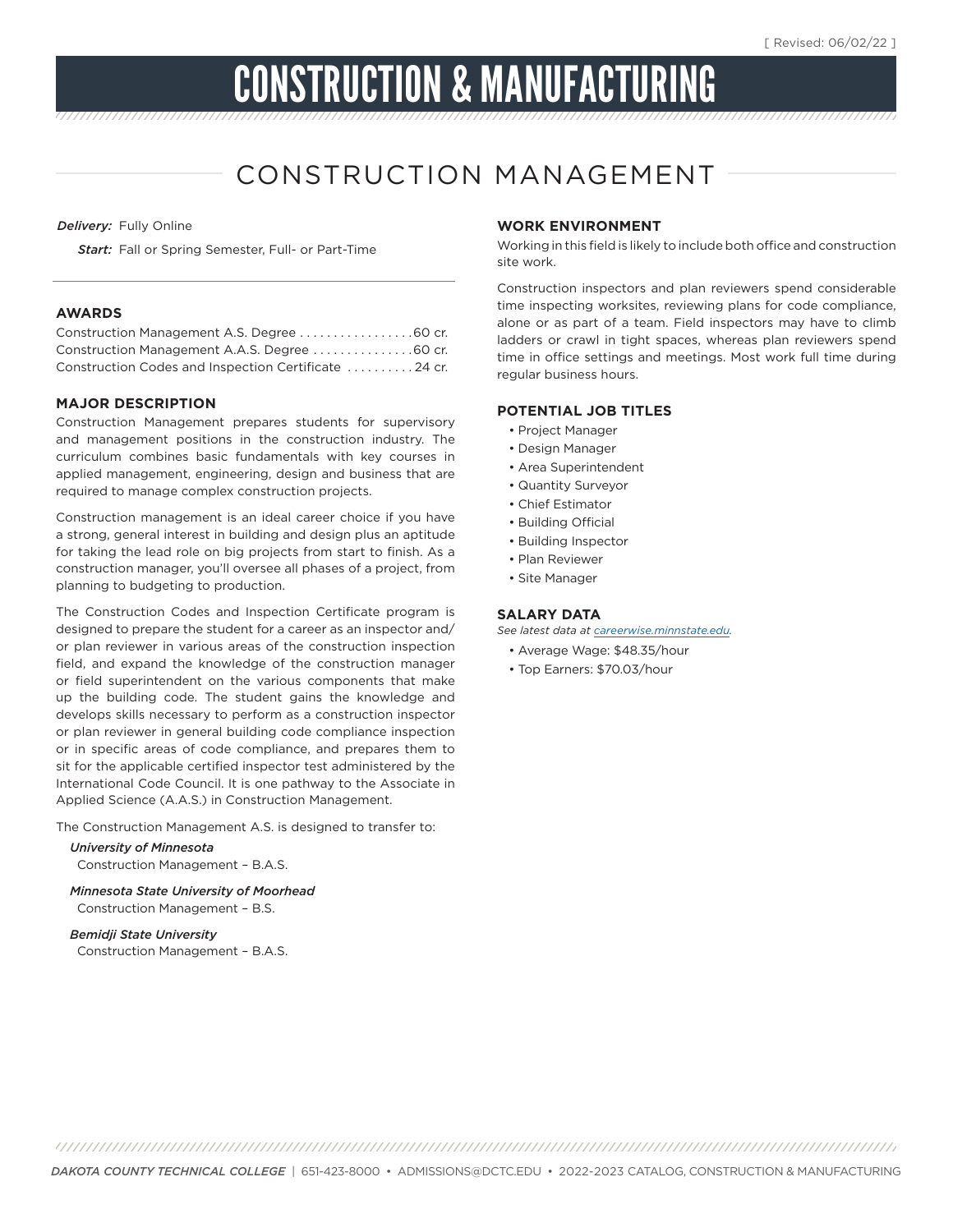[ Revised: 06/02/22 ]

# CONSTRUCTION & MANUFACTURING

## CONSTRUCTION MANAGEMENT

***Delivery:*** Fully Online

***Start:*** Fall or Spring Semester, Full- or Part-Time

### AWARDS

Construction Management A.S. Degree . . . . . . . . . . . . . . . . . 60 cr.
Construction Management A.A.S. Degree . . . . . . . . . . . . . . . 60 cr.
Construction Codes and Inspection Certificate . . . . . . . . . . 24 cr.

### MAJOR DESCRIPTION

Construction Management prepares students for supervisory and management positions in the construction industry. The curriculum combines basic fundamentals with key courses in applied management, engineering, design and business that are required to manage complex construction projects.

Construction management is an ideal career choice if you have a strong, general interest in building and design plus an aptitude for taking the lead role on big projects from start to finish. As a construction manager, you'll oversee all phases of a project, from planning to budgeting to production.

The Construction Codes and Inspection Certificate program is designed to prepare the student for a career as an inspector and/or plan reviewer in various areas of the construction inspection field, and expand the knowledge of the construction manager or field superintendent on the various components that make up the building code. The student gains the knowledge and develops skills necessary to perform as a construction inspector or plan reviewer in general building code compliance inspection or in specific areas of code compliance, and prepares them to sit for the applicable certified inspector test administered by the International Code Council. It is one pathway to the Associate in Applied Science (A.A.S.) in Construction Management.

The Construction Management A.S. is designed to transfer to:

*University of Minnesota*
Construction Management – B.A.S.

*Minnesota State University of Moorhead*
Construction Management – B.S.

*Bemidji State University*
Construction Management – B.A.S.

### WORK ENVIRONMENT

Working in this field is likely to include both office and construction site work.

Construction inspectors and plan reviewers spend considerable time inspecting worksites, reviewing plans for code compliance, alone or as part of a team. Field inspectors may have to climb ladders or crawl in tight spaces, whereas plan reviewers spend time in office settings and meetings. Most work full time during regular business hours.

### POTENTIAL JOB TITLES

- Project Manager
- Design Manager
- Area Superintendent
- Quantity Surveyor
- Chief Estimator
- Building Official
- Building Inspector
- Plan Reviewer
- Site Manager

### SALARY DATA

*See latest data at careerwise.minnstate.edu.*

- Average Wage: $48.35/hour
- Top Earners: $70.03/hour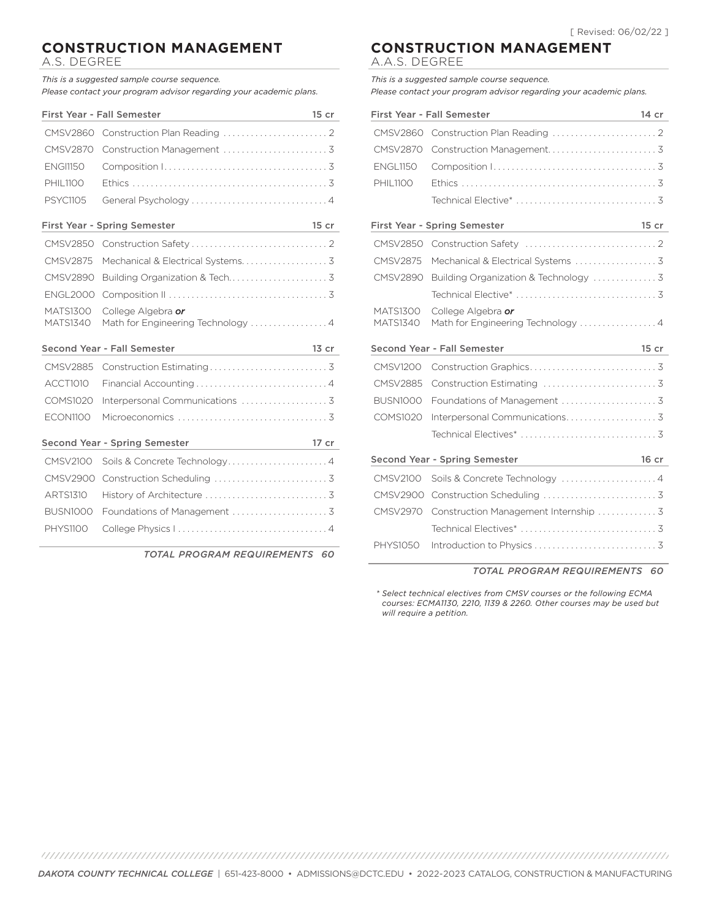[ Revised: 06/02/22 ]

# CONSTRUCTION MANAGEMENT

A.S. DEGREE

*This is a suggested sample course sequence.*
*Please contact your program advisor regarding your academic plans.*

| First Year - Fall Semester | | 15 cr |
|---|---|---|
| CMSV2860 | Construction Plan Reading | 2 |
| CMSV2870 | Construction Management | 3 |
| ENGl1150 | Composition I | 3 |
| PHIL1100 | Ethics | 3 |
| PSYC1105 | General Psychology | 4 |

| First Year - Spring Semester | | 15 cr |
|---|---|---|
| CMSV2850 | Construction Safety | 2 |
| CMSV2875 | Mechanical & Electrical Systems | 3 |
| CMSV2890 | Building Organization & Tech. | 3 |
| ENGL2000 | Composition II | 3 |
| MATS1300 MATS1340 | College Algebra ***or*** Math for Engineering Technology | 4 |

| Second Year - Fall Semester | | 13 cr |
|---|---|---|
| CMSV2885 | Construction Estimating | 3 |
| ACCT1010 | Financial Accounting | 4 |
| COMS1020 | Interpersonal Communications | 3 |
| ECON1100 | Microeconomics | 3 |

| Second Year - Spring Semester | | 17 cr |
|---|---|---|
| CMSV2100 | Soils & Concrete Technology | 4 |
| CMSV2900 | Construction Scheduling | 3 |
| ARTS1310 | History of Architecture | 3 |
| BUSN1000 | Foundations of Management | 3 |
| PHYS1100 | College Physics I | 4 |

*TOTAL PROGRAM REQUIREMENTS 60*

# CONSTRUCTION MANAGEMENT

A.A.S. DEGREE

*This is a suggested sample course sequence.*
*Please contact your program advisor regarding your academic plans.*

| First Year - Fall Semester | | 14 cr |
|---|---|---|
| CMSV2860 | Construction Plan Reading | 2 |
| CMSV2870 | Construction Management | 3 |
| ENGL1150 | Composition I | 3 |
| PHIL1100 | Ethics | 3 |
| | Technical Elective* | 3 |

| First Year - Spring Semester | | 15 cr |
|---|---|---|
| CMSV2850 | Construction Safety | 2 |
| CMSV2875 | Mechanical & Electrical Systems | 3 |
| CMSV2890 | Building Organization & Technology | 3 |
| | Technical Elective* | 3 |
| MATS1300 MATS1340 | College Algebra ***or*** Math for Engineering Technology | 4 |

| Second Year - Fall Semester | | 15 cr |
|---|---|---|
| CMSV1200 | Construction Graphics | 3 |
| CMSV2885 | Construction Estimating | 3 |
| BUSN1000 | Foundations of Management | 3 |
| COMS1020 | Interpersonal Communications | 3 |
| | Technical Electives* | 3 |

| Second Year - Spring Semester | | 16 cr |
|---|---|---|
| CMSV2100 | Soils & Concrete Technology | 4 |
| CMSV2900 | Construction Scheduling | 3 |
| CMSV2970 | Construction Management Internship | 3 |
| | Technical Electives* | 3 |
| PHYS1050 | Introduction to Physics | 3 |

*TOTAL PROGRAM REQUIREMENTS 60*

*\* Select technical electives from CMSV courses or the following ECMA courses: ECMA1130, 2210, 1139 & 2260. Other courses may be used but will require a petition.*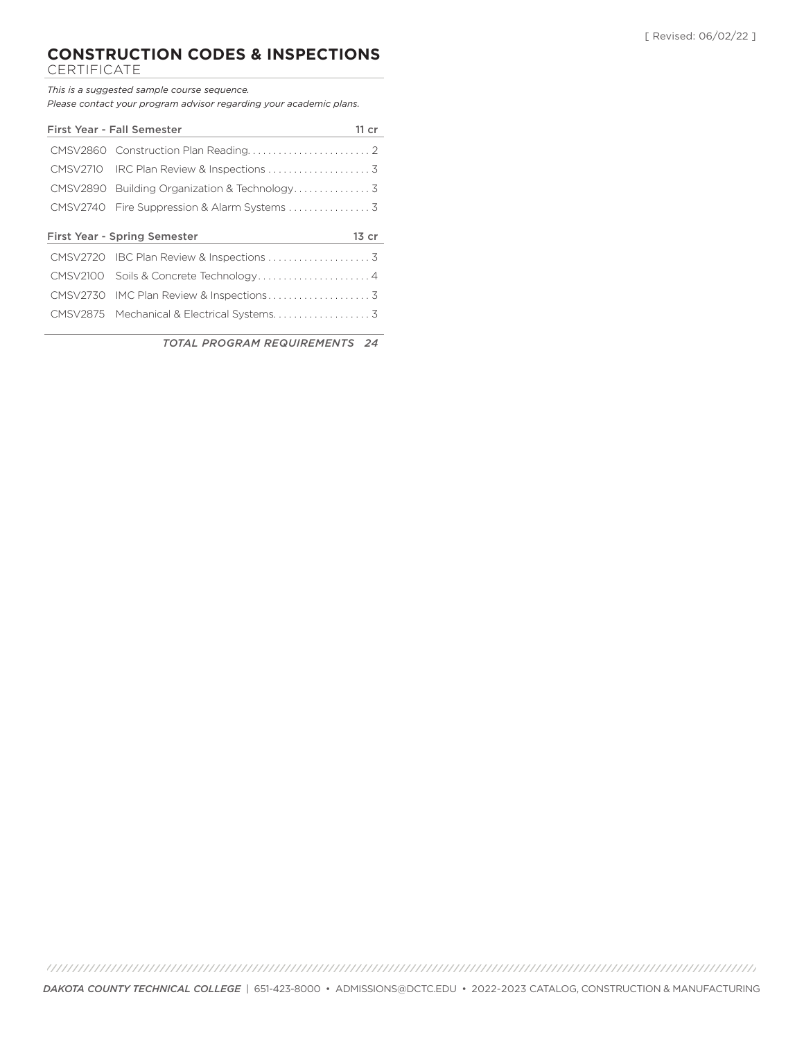[ Revised: 06/02/22 ]

# CONSTRUCTION CODES & INSPECTIONS

CERTIFICATE

*This is a suggested sample course sequence.*
*Please contact your program advisor regarding your academic plans.*

| First Year - Fall Semester | | 11 cr |
|---|---|---|
| CMSV2860 | Construction Plan Reading | 2 |
| CMSV2710 | IRC Plan Review & Inspections | 3 |
| CMSV2890 | Building Organization & Technology | 3 |
| CMSV2740 | Fire Suppression & Alarm Systems | 3 |

| First Year - Spring Semester | | 13 cr |
|---|---|---|
| CMSV2720 | IBC Plan Review & Inspections | 3 |
| CMSV2100 | Soils & Concrete Technology | 4 |
| CMSV2730 | IMC Plan Review & Inspections | 3 |
| CMSV2875 | Mechanical & Electrical Systems | 3 |

*TOTAL PROGRAM REQUIREMENTS 24*